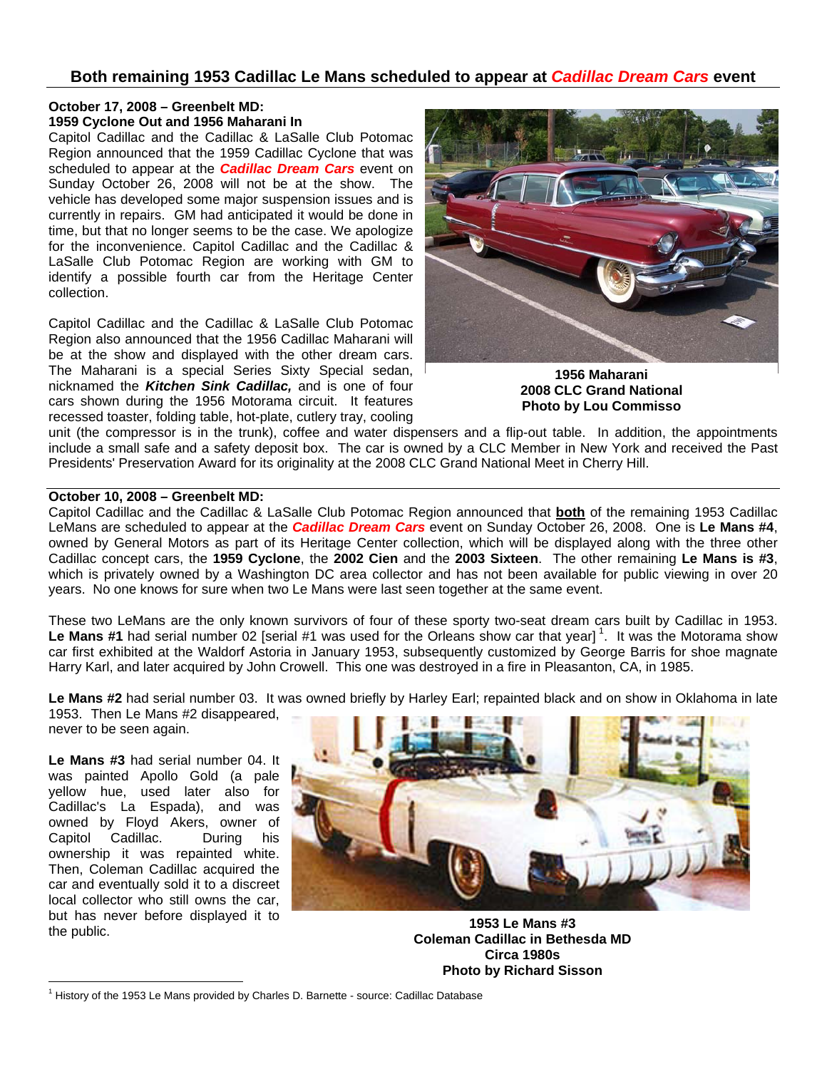## Both remaining 1953 Cadillac Le Mans scheduled to appear at *Cadillac Dream Cars* event

**October 17, 2008 – Greenbelt MD:**
**1959 Cyclone Out and 1956 Maharani In**

Capitol Cadillac and the Cadillac & LaSalle Club Potomac Region announced that the 1959 Cadillac Cyclone that was scheduled to appear at the ***Cadillac Dream Cars*** event on Sunday October 26, 2008 will not be at the show. The vehicle has developed some major suspension issues and is currently in repairs. GM had anticipated it would be done in time, but that no longer seems to be the case. We apologize for the inconvenience. Capitol Cadillac and the Cadillac & LaSalle Club Potomac Region are working with GM to identify a possible fourth car from the Heritage Center collection.

Capitol Cadillac and the Cadillac & LaSalle Club Potomac Region also announced that the 1956 Cadillac Maharani will be at the show and displayed with the other dream cars. The Maharani is a special Series Sixty Special sedan, nicknamed the ***Kitchen Sink Cadillac,*** and is one of four cars shown during the 1956 Motorama circuit. It features recessed toaster, folding table, hot-plate, cutlery tray, cooling unit (the compressor is in the trunk), coffee and water dispensers and a flip-out table. In addition, the appointments include a small safe and a safety deposit box. The car is owned by a CLC Member in New York and received the Past Presidents' Preservation Award for its originality at the 2008 CLC Grand National Meet in Cherry Hill.

**1956 Maharani**
**2008 CLC Grand National**
**Photo by Lou Commisso**

**October 10, 2008 – Greenbelt MD:**

Capitol Cadillac and the Cadillac & LaSalle Club Potomac Region announced that **both** of the remaining 1953 Cadillac LeMans are scheduled to appear at the ***Cadillac Dream Cars*** event on Sunday October 26, 2008. One is **Le Mans #4**, owned by General Motors as part of its Heritage Center collection, which will be displayed along with the three other Cadillac concept cars, the **1959 Cyclone**, the **2002 Cien** and the **2003 Sixteen**. The other remaining **Le Mans is #3**, which is privately owned by a Washington DC area collector and has not been available for public viewing in over 20 years. No one knows for sure when two Le Mans were last seen together at the same event.

These two LeMans are the only known survivors of four of these sporty two-seat dream cars built by Cadillac in 1953. **Le Mans #1** had serial number 02 [serial #1 was used for the Orleans show car that year] [1]. It was the Motorama show car first exhibited at the Waldorf Astoria in January 1953, subsequently customized by George Barris for shoe magnate Harry Karl, and later acquired by John Crowell. This one was destroyed in a fire in Pleasanton, CA, in 1985.

**Le Mans #2** had serial number 03. It was owned briefly by Harley Earl; repainted black and on show in Oklahoma in late 1953. Then Le Mans #2 disappeared, never to be seen again.

**Le Mans #3** had serial number 04. It was painted Apollo Gold (a pale yellow hue, used later also for Cadillac's La Espada), and was owned by Floyd Akers, owner of Capitol Cadillac. During his ownership it was repainted white. Then, Coleman Cadillac acquired the car and eventually sold it to a discreet local collector who still owns the car, but has never before displayed it to the public.

**1953 Le Mans #3**
**Coleman Cadillac in Bethesda MD**
**Circa 1980s**
**Photo by Richard Sisson**

[1] History of the 1953 Le Mans provided by Charles D. Barnette - source: Cadillac Database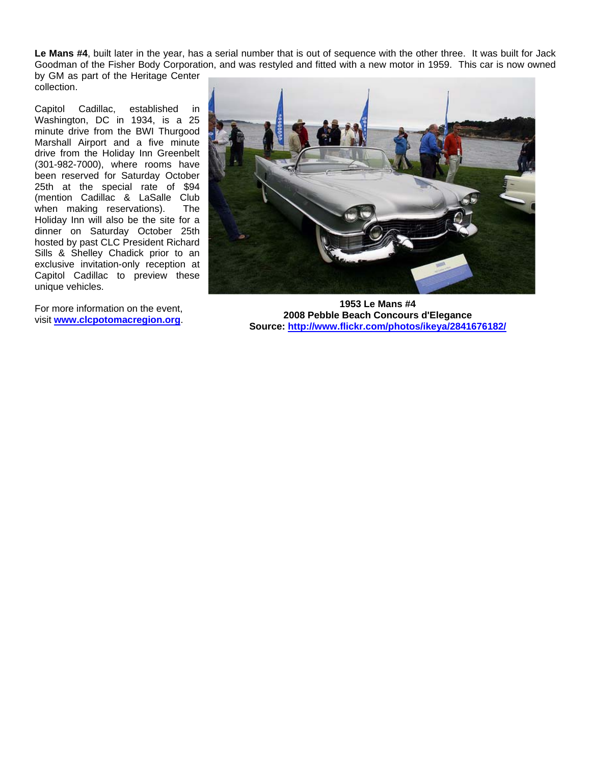**Le Mans #4**, built later in the year, has a serial number that is out of sequence with the other three. It was built for Jack Goodman of the Fisher Body Corporation, and was restyled and fitted with a new motor in 1959. This car is now owned by GM as part of the Heritage Center collection.

Capitol Cadillac, established in Washington, DC in 1934, is a 25 minute drive from the BWI Thurgood Marshall Airport and a five minute drive from the Holiday Inn Greenbelt (301-982-7000), where rooms have been reserved for Saturday October 25th at the special rate of $94 (mention Cadillac & LaSalle Club when making reservations). The Holiday Inn will also be the site for a dinner on Saturday October 25th hosted by past CLC President Richard Sills & Shelley Chadick prior to an exclusive invitation-only reception at Capitol Cadillac to preview these unique vehicles.

For more information on the event, visit **[www.clcpotomacregion.org](http://www.clcpotomacregion.org)**.

**1953 Le Mans #4**
**2008 Pebble Beach Concours d'Elegance**
**Source: [http://www.flickr.com/photos/ikeya/2841676182/](http://www.flickr.com/photos/ikeya/2841676182/)**